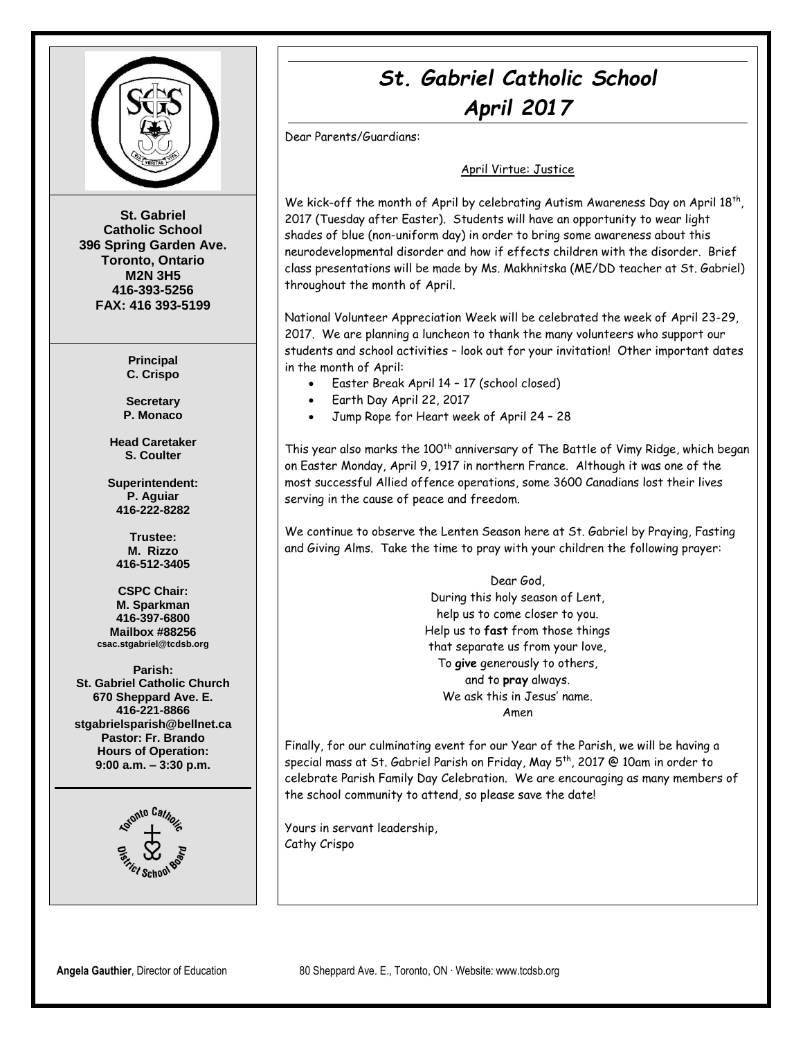St. Gabriel
Catholic School
396 Spring Garden Ave.
Toronto, Ontario
M2N 3H5
416-393-5256
FAX: 416 393-5199

**Principal**
C. Crispo

**Secretary**
P. Monaco

**Head Caretaker**
S. Coulter

**Superintendent:**
P. Aguiar
416-222-8282

**Trustee:**
M. Rizzo
416-512-3405

**CSPC Chair:**
M. Sparkman
416-397-6800
Mailbox #88256
csac.stgabriel@tcdsb.org

**Parish:**
St. Gabriel Catholic Church
670 Sheppard Ave. E.
416-221-8866
stgabrielsparish@bellnet.ca
Pastor: Fr. Brando
Hours of Operation:
9:00 a.m. – 3:30 p.m.

# *St. Gabriel Catholic School*
## *April 2017*

Dear Parents/Guardians:

April Virtue: Justice

We kick-off the month of April by celebrating Autism Awareness Day on April 18th, 2017 (Tuesday after Easter). Students will have an opportunity to wear light shades of blue (non-uniform day) in order to bring some awareness about this neurodevelopmental disorder and how if effects children with the disorder. Brief class presentations will be made by Ms. Makhnitska (ME/DD teacher at St. Gabriel) throughout the month of April.

National Volunteer Appreciation Week will be celebrated the week of April 23-29, 2017. We are planning a luncheon to thank the many volunteers who support our students and school activities – look out for your invitation! Other important dates in the month of April:

- Easter Break April 14 – 17 (school closed)
- Earth Day April 22, 2017
- Jump Rope for Heart week of April 24 – 28

This year also marks the 100th anniversary of The Battle of Vimy Ridge, which began on Easter Monday, April 9, 1917 in northern France. Although it was one of the most successful Allied offence operations, some 3600 Canadians lost their lives serving in the cause of peace and freedom.

We continue to observe the Lenten Season here at St. Gabriel by Praying, Fasting and Giving Alms. Take the time to pray with your children the following prayer:

Dear God,
During this holy season of Lent,
help us to come closer to you.
Help us to **fast** from those things
that separate us from your love,
To **give** generously to others,
and to **pray** always.
We ask this in Jesus' name.
Amen

Finally, for our culminating event for our Year of the Parish, we will be having a special mass at St. Gabriel Parish on Friday, May 5th, 2017 @ 10am in order to celebrate Parish Family Day Celebration. We are encouraging as many members of the school community to attend, so please save the date!

Yours in servant leadership,
Cathy Crispo

**Angela Gauthier**, Director of Education 80 Sheppard Ave. E., Toronto, ON · Website: www.tcdsb.org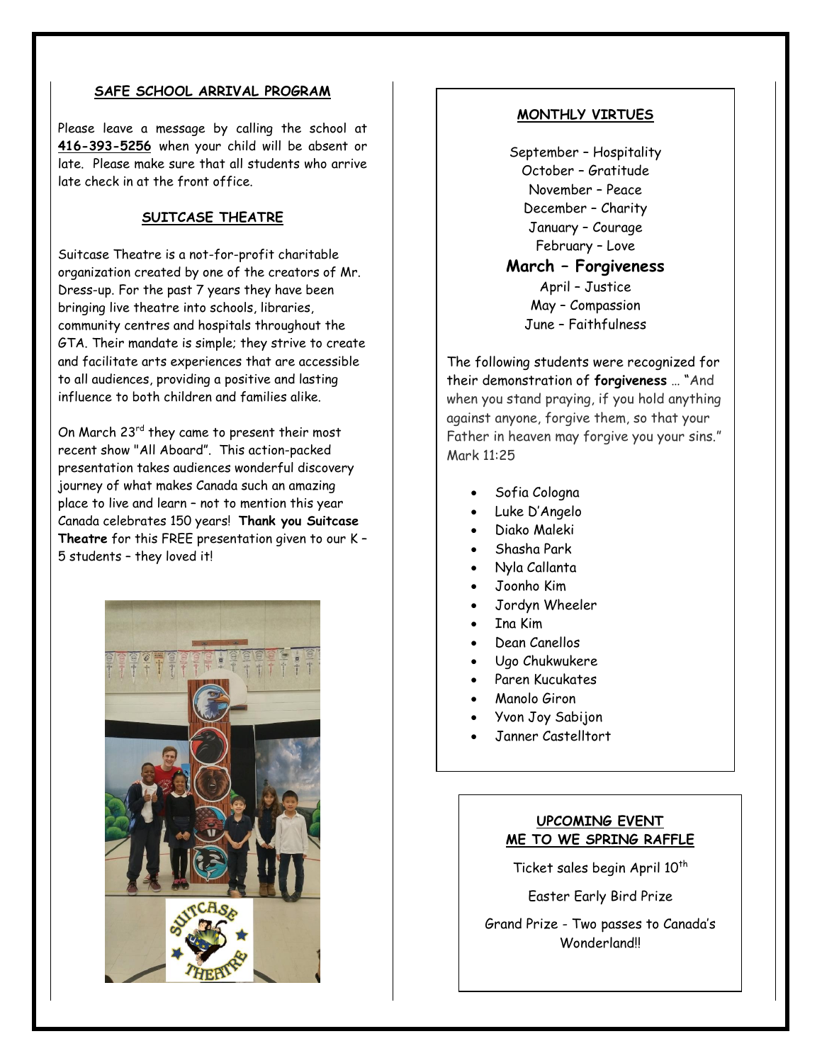## SAFE SCHOOL ARRIVAL PROGRAM

Please leave a message by calling the school at **416-393-5256** when your child will be absent or late. Please make sure that all students who arrive late check in at the front office.

## SUITCASE THEATRE

Suitcase Theatre is a not-for-profit charitable organization created by one of the creators of Mr. Dress-up. For the past 7 years they have been bringing live theatre into schools, libraries, community centres and hospitals throughout the GTA. Their mandate is simple; they strive to create and facilitate arts experiences that are accessible to all audiences, providing a positive and lasting influence to both children and families alike.

On March 23rd they came to present their most recent show "All Aboard". This action-packed presentation takes audiences wonderful discovery journey of what makes Canada such an amazing place to live and learn – not to mention this year Canada celebrates 150 years! **Thank you Suitcase Theatre** for this FREE presentation given to our K – 5 students – they loved it!

## MONTHLY VIRTUES

September – Hospitality
October – Gratitude
November – Peace
December – Charity
January – Courage
February – Love
**March – Forgiveness**
April – Justice
May – Compassion
June – Faithfulness

The following students were recognized for their demonstration of **forgiveness** … "And when you stand praying, if you hold anything against anyone, forgive them, so that your Father in heaven may forgive you your sins." Mark 11:25

- Sofia Cologna
- Luke D'Angelo
- Diako Maleki
- Shasha Park
- Nyla Callanta
- Joonho Kim
- Jordyn Wheeler
- Ina Kim
- Dean Canellos
- Ugo Chukwukere
- Paren Kucukates
- Manolo Giron
- Yvon Joy Sabijon
- Janner Castelltort

## UPCOMING EVENT
## ME TO WE SPRING RAFFLE

Ticket sales begin April 10th

Easter Early Bird Prize

Grand Prize - Two passes to Canada's Wonderland!!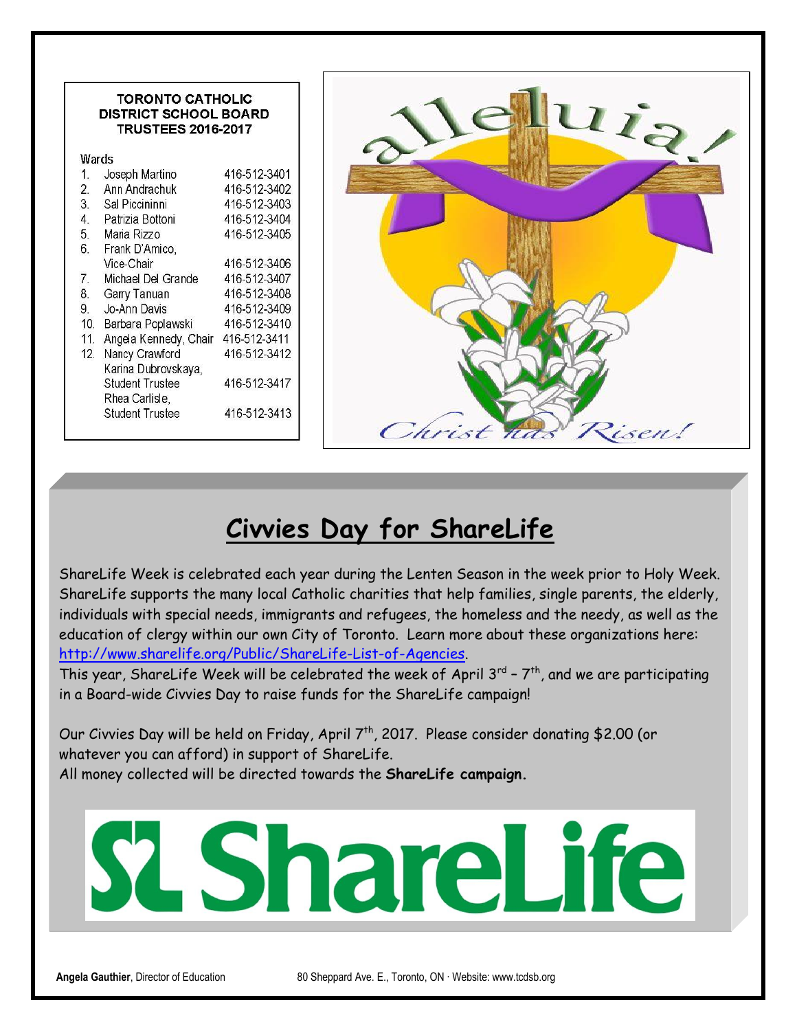**TORONTO CATHOLIC DISTRICT SCHOOL BOARD TRUSTEES 2016-2017**

| Wards | | |
|---|---|---|
| 1. | Joseph Martino | 416-512-3401 |
| 2. | Ann Andrachuk | 416-512-3402 |
| 3. | Sal Piccininni | 416-512-3403 |
| 4. | Patrizia Bottoni | 416-512-3404 |
| 5. | Maria Rizzo | 416-512-3405 |
| 6. | Frank D'Amico, Vice-Chair | 416-512-3406 |
| 7. | Michael Del Grande | 416-512-3407 |
| 8. | Garry Tanuan | 416-512-3408 |
| 9. | Jo-Ann Davis | 416-512-3409 |
| 10. | Barbara Poplawski | 416-512-3410 |
| 11. | Angela Kennedy, Chair | 416-512-3411 |
| 12. | Nancy Crawford | 416-512-3412 |
| | Karina Dubrovskaya, Student Trustee | 416-512-3417 |
| | Rhea Carlisle, Student Trustee | 416-512-3413 |

alleluia!

Christ has Risen!

## Civvies Day for ShareLife

ShareLife Week is celebrated each year during the Lenten Season in the week prior to Holy Week. ShareLife supports the many local Catholic charities that help families, single parents, the elderly, individuals with special needs, immigrants and refugees, the homeless and the needy, as well as the education of clergy within our own City of Toronto. Learn more about these organizations here: http://www.sharelife.org/Public/ShareLife-List-of-Agencies.
This year, ShareLife Week will be celebrated the week of April 3rd – 7th, and we are participating in a Board-wide Civvies Day to raise funds for the ShareLife campaign!

Our Civvies Day will be held on Friday, April 7th, 2017. Please consider donating $2.00 (or whatever you can afford) in support of ShareLife.
All money collected will be directed towards the **ShareLife campaign**.

SL ShareLife

**Angela Gauthier**, Director of Education 80 Sheppard Ave. E., Toronto, ON · Website: www.tcdsb.org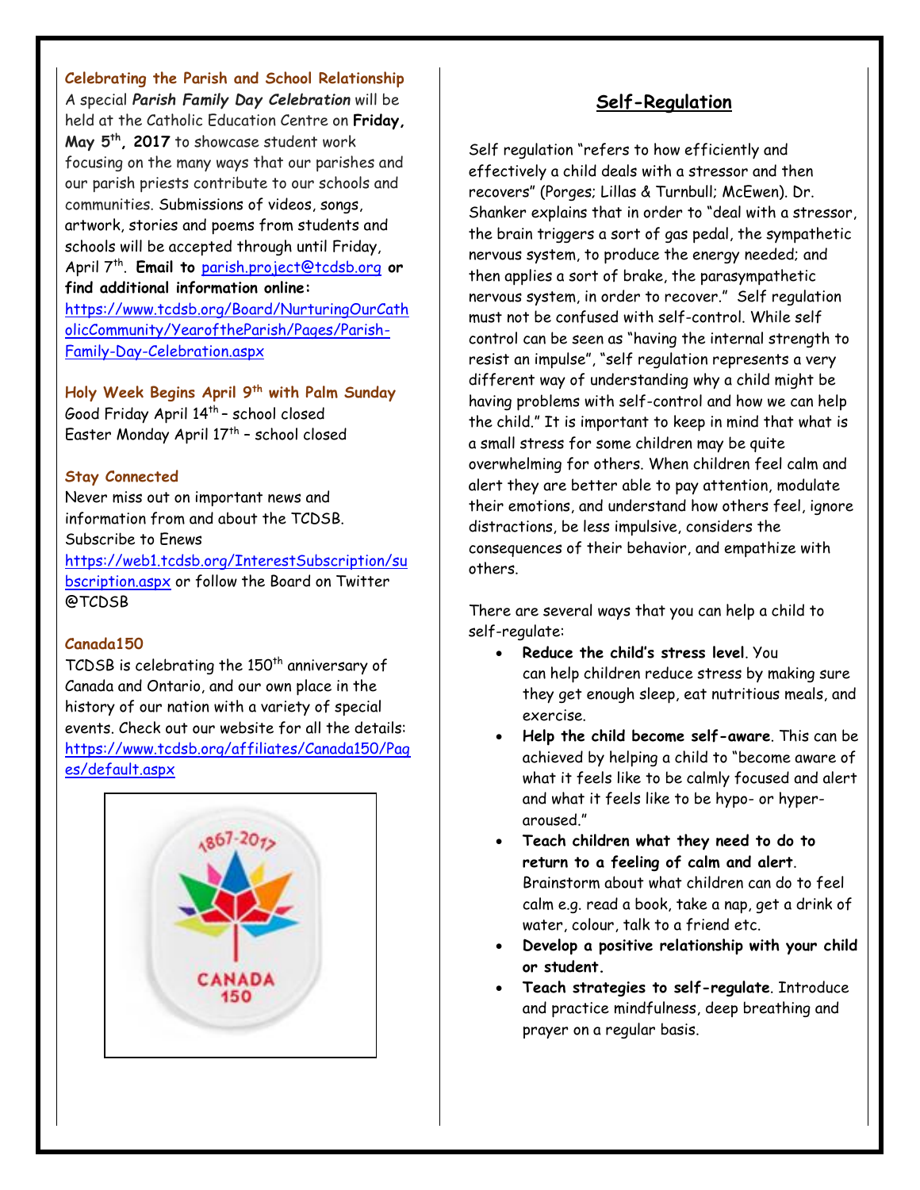**Celebrating the Parish and School Relationship**

A special ***Parish Family Day Celebration*** will be held at the Catholic Education Centre on **Friday, May 5th, 2017** to showcase student work focusing on the many ways that our parishes and our parish priests contribute to our schools and communities. Submissions of videos, songs, artwork, stories and poems from students and schools will be accepted through until Friday, April 7th. **Email to** parish.project@tcdsb.org **or find additional information online:** https://www.tcdsb.org/Board/NurturingOurCatholicCommunity/YearoftheParish/Pages/Parish-Family-Day-Celebration.aspx

**Holy Week Begins April 9th with Palm Sunday**

Good Friday April 14th – school closed
Easter Monday April 17th – school closed

**Stay Connected**

Never miss out on important news and information from and about the TCDSB. Subscribe to Enews https://web1.tcdsb.org/InterestSubscription/subscription.aspx or follow the Board on Twitter @TCDSB

**Canada150**

TCDSB is celebrating the 150th anniversary of Canada and Ontario, and our own place in the history of our nation with a variety of special events. Check out our website for all the details: https://www.tcdsb.org/affiliates/Canada150/Pages/default.aspx

## Self-Regulation

Self regulation "refers to how efficiently and effectively a child deals with a stressor and then recovers" (Porges; Lillas & Turnbull; McEwen). Dr. Shanker explains that in order to "deal with a stressor, the brain triggers a sort of gas pedal, the sympathetic nervous system, to produce the energy needed; and then applies a sort of brake, the parasympathetic nervous system, in order to recover." Self regulation must not be confused with self-control. While self control can be seen as "having the internal strength to resist an impulse", "self regulation represents a very different way of understanding why a child might be having problems with self-control and how we can help the child." It is important to keep in mind that what is a small stress for some children may be quite overwhelming for others. When children feel calm and alert they are better able to pay attention, modulate their emotions, and understand how others feel, ignore distractions, be less impulsive, considers the consequences of their behavior, and empathize with others.

There are several ways that you can help a child to self-regulate:

- **Reduce the child's stress level**. You can help children reduce stress by making sure they get enough sleep, eat nutritious meals, and exercise.
- **Help the child become self-aware**. This can be achieved by helping a child to "become aware of what it feels like to be calmly focused and alert and what it feels like to be hypo- or hyper-aroused."
- **Teach children what they need to do to return to a feeling of calm and alert**. Brainstorm about what children can do to feel calm e.g. read a book, take a nap, get a drink of water, colour, talk to a friend etc.
- **Develop a positive relationship with your child or student.**
- **Teach strategies to self-regulate**. Introduce and practice mindfulness, deep breathing and prayer on a regular basis.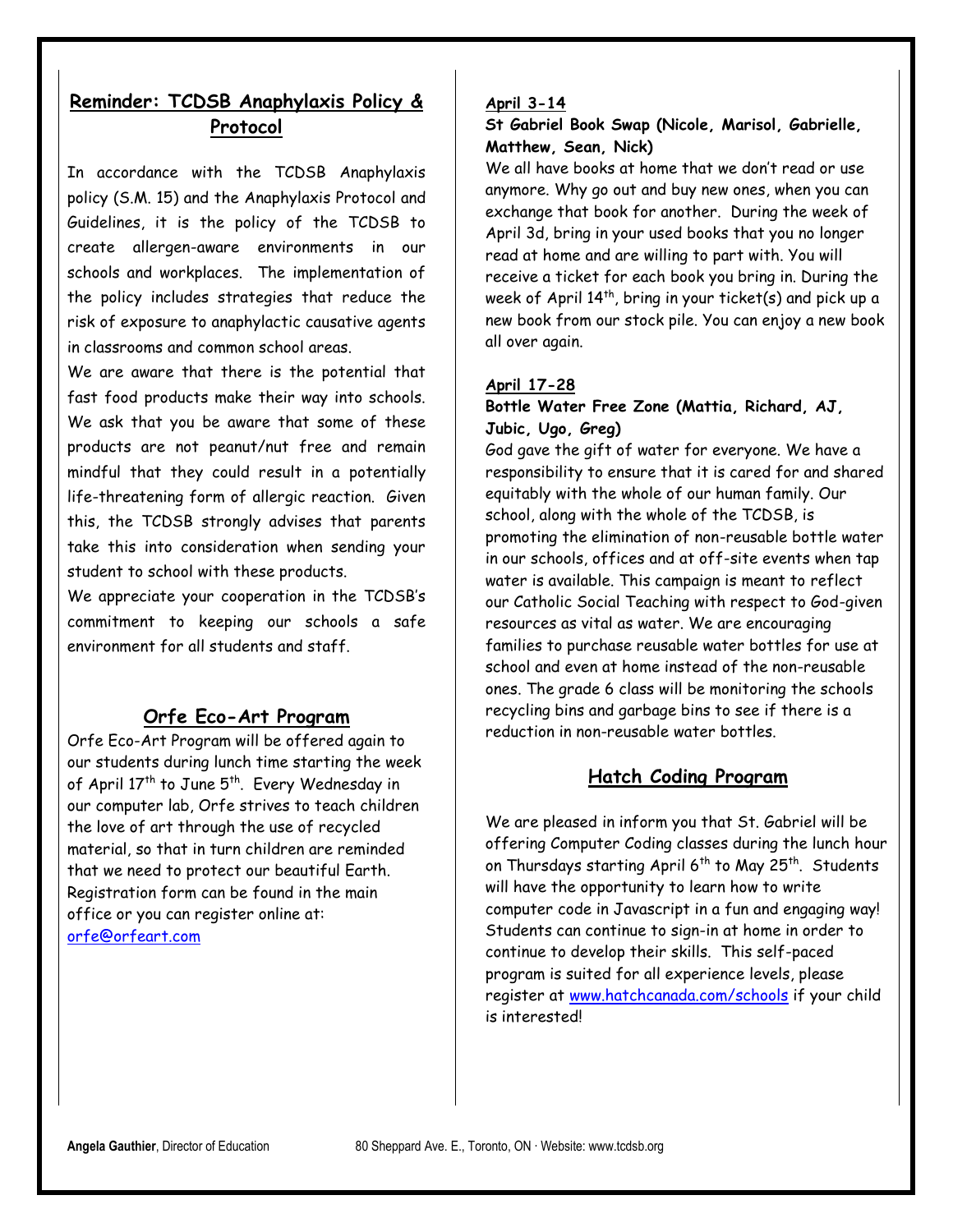## Reminder: TCDSB Anaphylaxis Policy & Protocol

In accordance with the TCDSB Anaphylaxis policy (S.M. 15) and the Anaphylaxis Protocol and Guidelines, it is the policy of the TCDSB to create allergen-aware environments in our schools and workplaces. The implementation of the policy includes strategies that reduce the risk of exposure to anaphylactic causative agents in classrooms and common school areas.

We are aware that there is the potential that fast food products make their way into schools. We ask that you be aware that some of these products are not peanut/nut free and remain mindful that they could result in a potentially life-threatening form of allergic reaction. Given this, the TCDSB strongly advises that parents take this into consideration when sending your student to school with these products.

We appreciate your cooperation in the TCDSB's commitment to keeping our schools a safe environment for all students and staff.

## Orfe Eco-Art Program

Orfe Eco-Art Program will be offered again to our students during lunch time starting the week of April 17th to June 5th. Every Wednesday in our computer lab, Orfe strives to teach children the love of art through the use of recycled material, so that in turn children are reminded that we need to protect our beautiful Earth. Registration form can be found in the main office or you can register online at: orfe@orfeart.com

**April 3-14**

**St Gabriel Book Swap (Nicole, Marisol, Gabrielle, Matthew, Sean, Nick)**

We all have books at home that we don't read or use anymore. Why go out and buy new ones, when you can exchange that book for another. During the week of April 3d, bring in your used books that you no longer read at home and are willing to part with. You will receive a ticket for each book you bring in. During the week of April 14th, bring in your ticket(s) and pick up a new book from our stock pile. You can enjoy a new book all over again.

**April 17-28**

**Bottle Water Free Zone (Mattia, Richard, AJ, Jubic, Ugo, Greg)**

God gave the gift of water for everyone. We have a responsibility to ensure that it is cared for and shared equitably with the whole of our human family. Our school, along with the whole of the TCDSB, is promoting the elimination of non-reusable bottle water in our schools, offices and at off-site events when tap water is available. This campaign is meant to reflect our Catholic Social Teaching with respect to God-given resources as vital as water. We are encouraging families to purchase reusable water bottles for use at school and even at home instead of the non-reusable ones. The grade 6 class will be monitoring the schools recycling bins and garbage bins to see if there is a reduction in non-reusable water bottles.

## Hatch Coding Program

We are pleased in inform you that St. Gabriel will be offering Computer Coding classes during the lunch hour on Thursdays starting April 6th to May 25th. Students will have the opportunity to learn how to write computer code in Javascript in a fun and engaging way! Students can continue to sign-in at home in order to continue to develop their skills. This self-paced program is suited for all experience levels, please register at www.hatchcanada.com/schools if your child is interested!